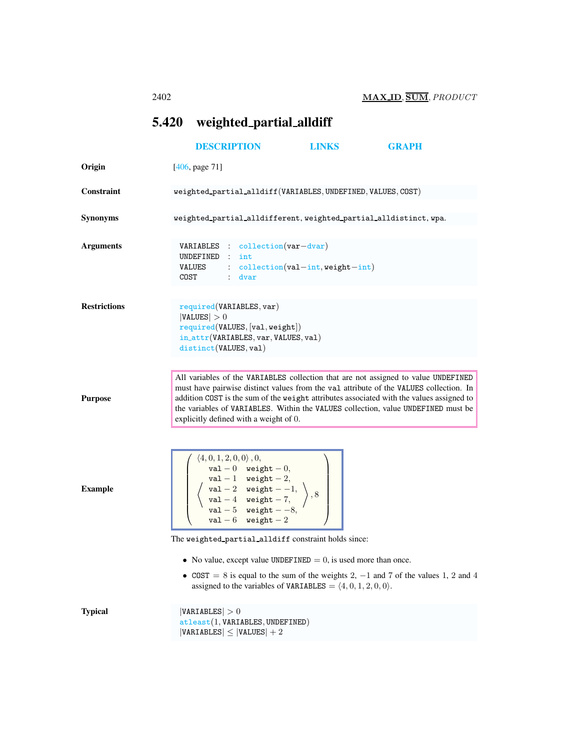## 5.420 weighted_partial_alldiff

DESCRIPTION LINKS GRAPH

**Origin**

[406, page 71]

**Constraint**

weighted_partial_alldiff(VARIABLES, UNDEFINED, VALUES, COST)

**Synonyms**

weighted_partial_alldifferent, weighted_partial_alldistinct, wpa.

**Arguments**

```
VARIABLES : collection(var-dvar)
UNDEFINED : int
VALUES    : collection(val-int, weight-int)
COST      : dvar
```

**Restrictions**

```
required(VARIABLES, var)
|VALUES| > 0
required(VALUES, [val, weight])
in_attr(VARIABLES, var, VALUES, val)
distinct(VALUES, val)
```

**Purpose**

All variables of the VARIABLES collection that are not assigned to value UNDEFINED must have pairwise distinct values from the val attribute of the VALUES collection. In addition COST is the sum of the weight attributes associated with the values assigned to the variables of VARIABLES. Within the VALUES collection, value UNDEFINED must be explicitly defined with a weight of 0.

**Example**

$$\left(\begin{array}{l}\langle 4,0,1,2,0,0\rangle, 0, \\ \left\langle\begin{array}{ll}\text{val}-0 & \text{weight}-0, \\ \text{val}-1 & \text{weight}-2, \\ \text{val}-2 & \text{weight}-{-1}, \\ \text{val}-4 & \text{weight}-7, \\ \text{val}-5 & \text{weight}-{-8}, \\ \text{val}-6 & \text{weight}-2\end{array}\right\rangle, 8\end{array}\right)$$

The weighted_partial_alldiff constraint holds since:

- No value, except value UNDEFINED $= 0$, is used more than once.
- COST $= 8$ is equal to the sum of the weights $2$, $-1$ and $7$ of the values 1, 2 and 4 assigned to the variables of VARIABLES $= \langle 4, 0, 1, 2, 0, 0\rangle$.

**Typical**

```
|VARIABLES| > 0
atleast(1, VARIABLES, UNDEFINED)
|VARIABLES| ≤ |VALUES| + 2
```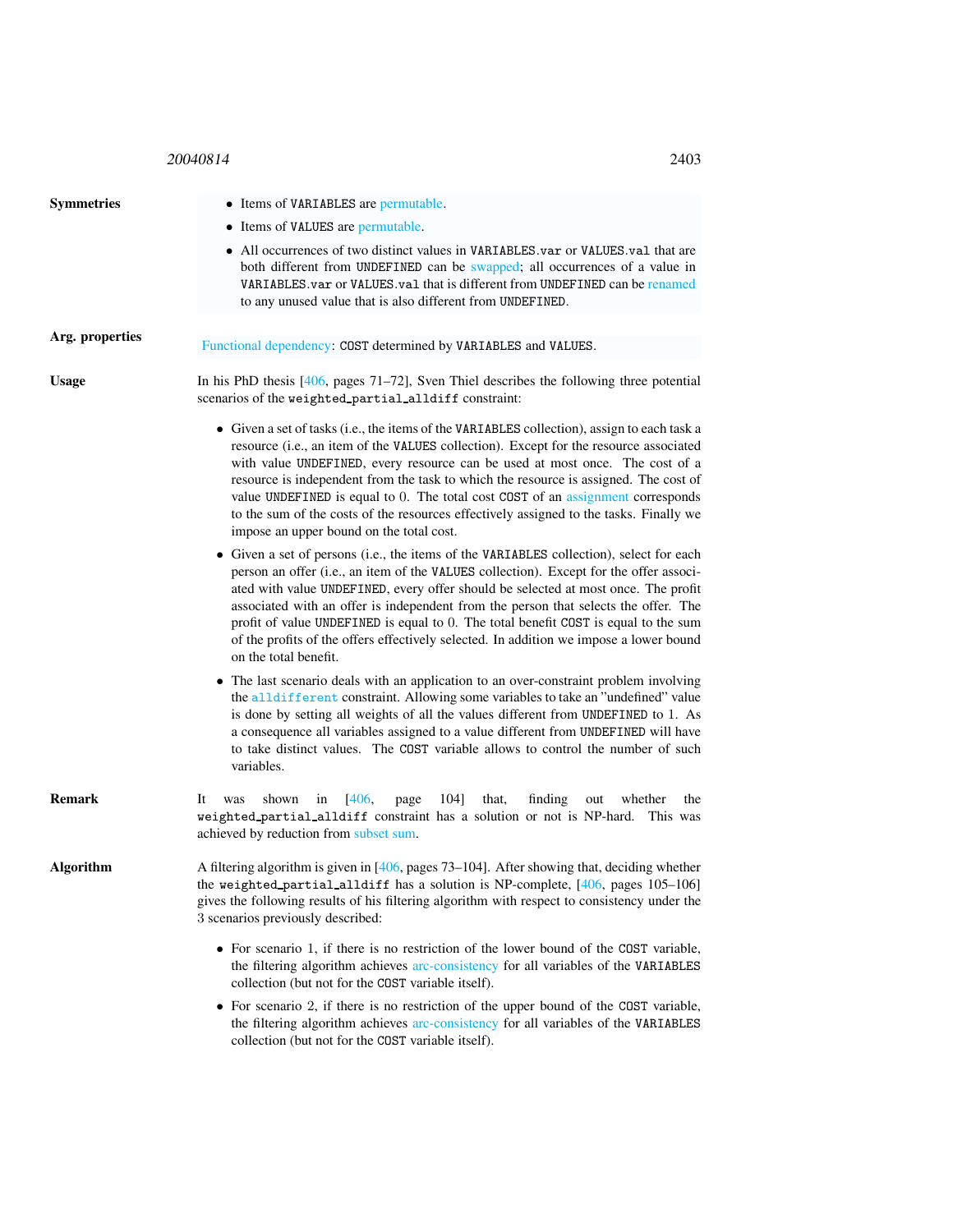**Symmetries**

- Items of `VARIABLES` are permutable.
- Items of `VALUES` are permutable.
- All occurrences of two distinct values in `VARIABLES.var` or `VALUES.val` that are both different from `UNDEFINED` can be swapped; all occurrences of a value in `VARIABLES.var` or `VALUES.val` that is different from `UNDEFINED` can be renamed to any unused value that is also different from `UNDEFINED`.

**Arg. properties**

Functional dependency: `COST` determined by `VARIABLES` and `VALUES`.

**Usage**

In his PhD thesis [406, pages 71–72], Sven Thiel describes the following three potential scenarios of the `weighted_partial_alldiff` constraint:

- Given a set of tasks (i.e., the items of the `VARIABLES` collection), assign to each task a resource (i.e., an item of the `VALUES` collection). Except for the resource associated with value `UNDEFINED`, every resource can be used at most once. The cost of a resource is independent from the task to which the resource is assigned. The cost of value `UNDEFINED` is equal to 0. The total cost `COST` of an assignment corresponds to the sum of the costs of the resources effectively assigned to the tasks. Finally we impose an upper bound on the total cost.
- Given a set of persons (i.e., the items of the `VARIABLES` collection), select for each person an offer (i.e., an item of the `VALUES` collection). Except for the offer associated with value `UNDEFINED`, every offer should be selected at most once. The profit associated with an offer is independent from the person that selects the offer. The profit of value `UNDEFINED` is equal to 0. The total benefit `COST` is equal to the sum of the profits of the offers effectively selected. In addition we impose a lower bound on the total benefit.
- The last scenario deals with an application to an over-constraint problem involving the `alldifferent` constraint. Allowing some variables to take an "undefined" value is done by setting all weights of all the values different from `UNDEFINED` to 1. As a consequence all variables assigned to a value different from `UNDEFINED` will have to take distinct values. The `COST` variable allows to control the number of such variables.

**Remark**

It was shown in [406, page 104] that, finding out whether the `weighted_partial_alldiff` constraint has a solution or not is NP-hard. This was achieved by reduction from subset sum.

**Algorithm**

A filtering algorithm is given in [406, pages 73–104]. After showing that, deciding whether the `weighted_partial_alldiff` has a solution is NP-complete, [406, pages 105–106] gives the following results of his filtering algorithm with respect to consistency under the 3 scenarios previously described:

- For scenario 1, if there is no restriction of the lower bound of the `COST` variable, the filtering algorithm achieves arc-consistency for all variables of the `VARIABLES` collection (but not for the `COST` variable itself).
- For scenario 2, if there is no restriction of the upper bound of the `COST` variable, the filtering algorithm achieves arc-consistency for all variables of the `VARIABLES` collection (but not for the `COST` variable itself).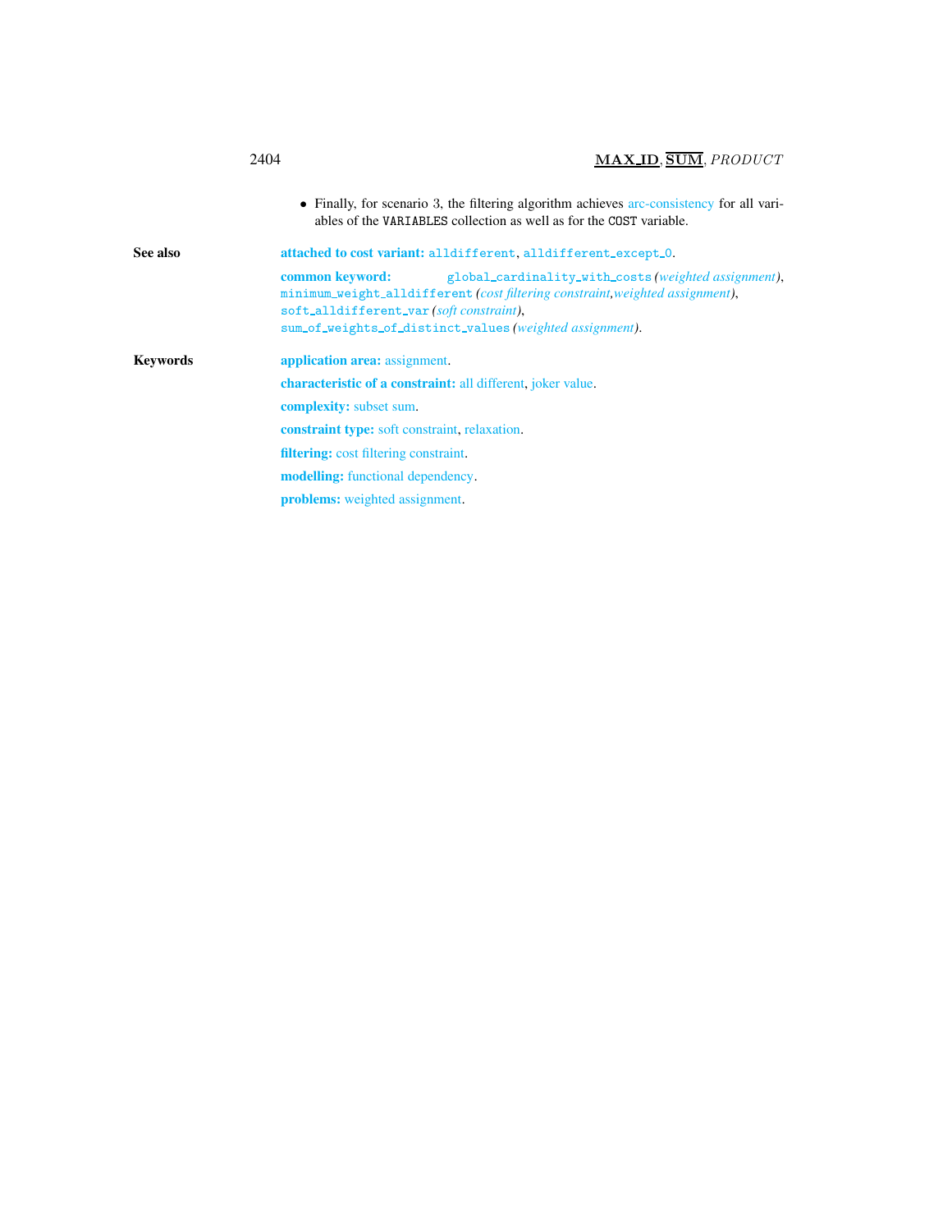- Finally, for scenario 3, the filtering algorithm achieves arc-consistency for all variables of the VARIABLES collection as well as for the COST variable.

**See also**

**attached to cost variant:** `alldifferent`, `alldifferent_except_0`.

**common keyword:** `global_cardinality_with_costs` *(weighted assignment)*, `minimum_weight_alldifferent` *(cost filtering constraint,weighted assignment)*, `soft_alldifferent_var` *(soft constraint)*, `sum_of_weights_of_distinct_values` *(weighted assignment)*.

**Keywords**

**application area:** assignment.

**characteristic of a constraint:** all different, joker value.

**complexity:** subset sum.

**constraint type:** soft constraint, relaxation.

**filtering:** cost filtering constraint.

**modelling:** functional dependency.

**problems:** weighted assignment.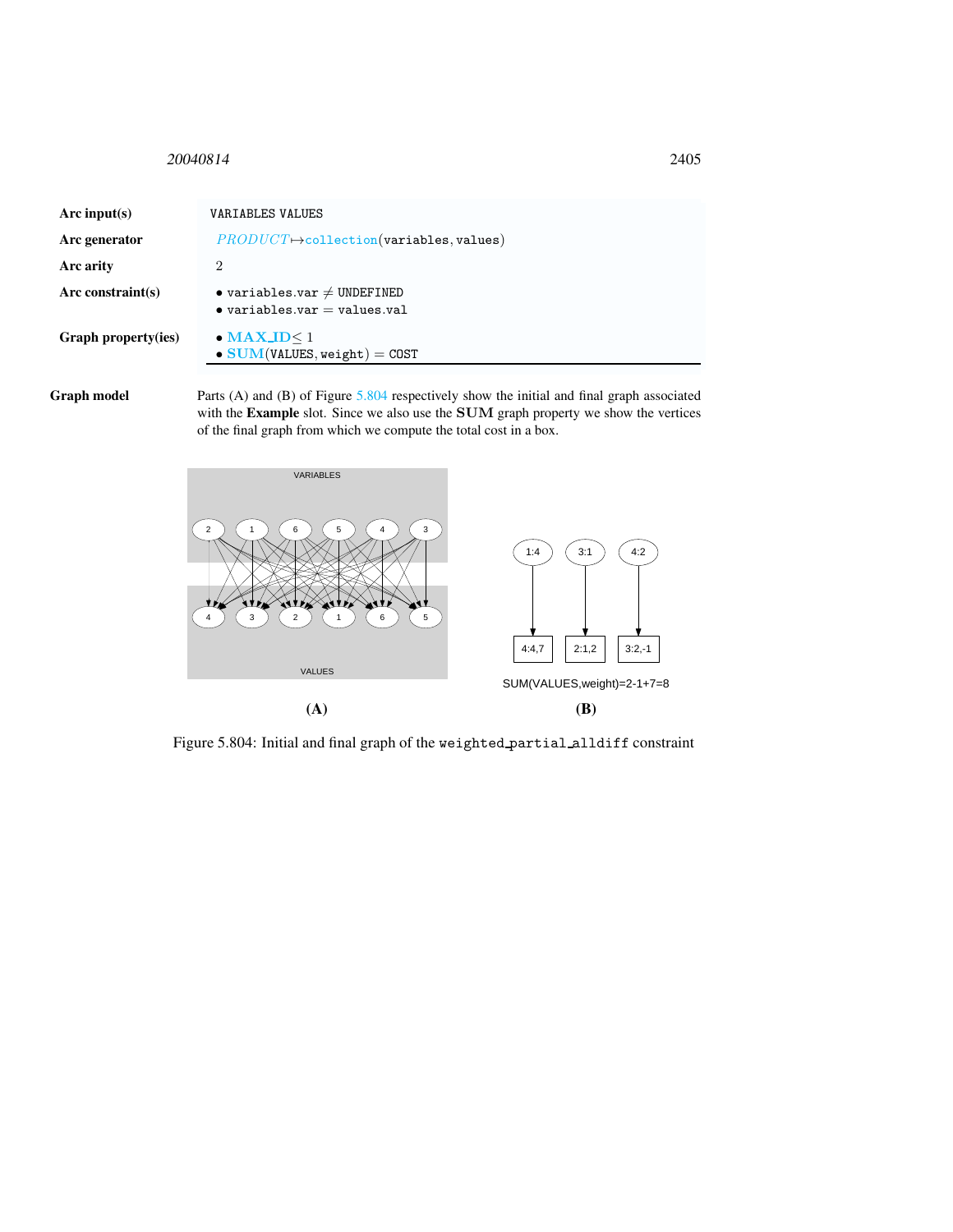| | |
|---|---|
| **Arc input(s)** | VARIABLES VALUES |
| **Arc generator** | *PRODUCT* ↦ collection(variables, values) |
| **Arc arity** | 2 |
| **Arc constraint(s)** | • variables.var ≠ UNDEFINED<br>• variables.var = values.val |
| **Graph property(ies)** | • **MAX_ID** ≤ 1<br>• **SUM**(VALUES, weight) = COST |

**Graph model** Parts (A) and (B) of Figure 5.804 respectively show the initial and final graph associated with the **Example** slot. Since we also use the **SUM** graph property we show the vertices of the final graph from which we compute the total cost in a box.

VARIABLES

2 1 6 5 4 3

4 3 2 1 6 5

VALUES

**(A)**

1:4 3:1 4:2

4:4,7 2:1,2 3:2,-1

SUM(VALUES,weight)=2-1+7=8

**(B)**

Figure 5.804: Initial and final graph of the weighted_partial_alldiff constraint